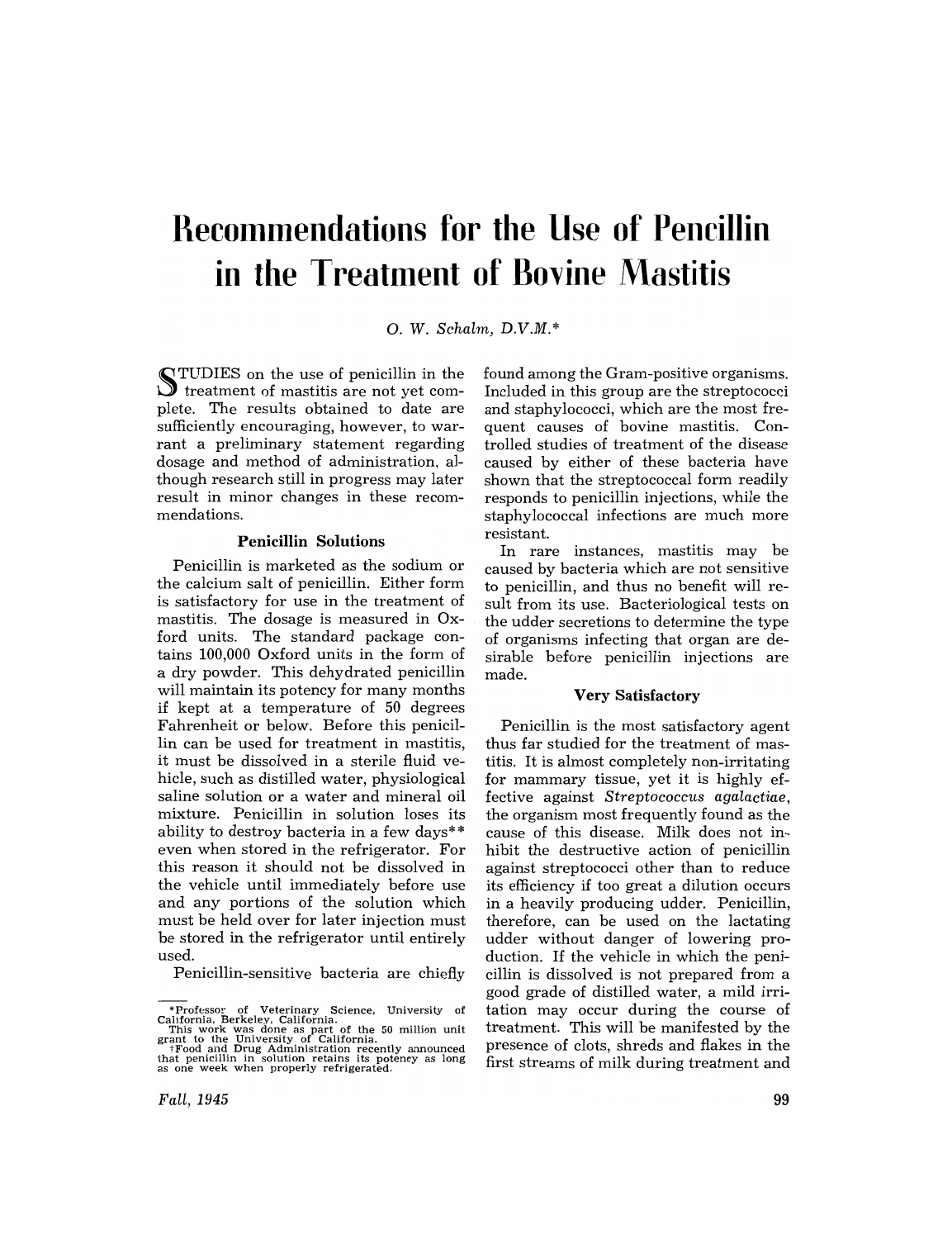# Recommendations for the Use of Pencillin in the Treatment of Bovine Mastitis

O. W. Schalm, D.V.M.*

STUDIES on the use of penicillin in the treatment of mastitis are not yet complete. The results obtained to date are sufficiently encouraging, however, to warrant a preliminary statement regarding dosage and method of administration, although research still in progress may later result in minor changes in these recommendations.

### Penicillin Solutions

Penicillin is marketed as the sodium or the calcium salt of penicillin. Either form is satisfactory for use in the treatment of mastitis. The dosage is measured in Oxford units. The standard package contains 100,000 Oxford units in the form of a dry powder. This dehydrated penicillin will maintain its potency for many months if kept at a temperature of 50 degrees Fahrenheit or below. Before this penicillin can be used for treatment in mastitis, it must be dissolved in a sterile fluid vehicle, such as distilled water, physiological saline solution or a water and mineral oil mixture. Penicillin in solution loses its ability to destroy bacteria in a few days** even when stored in the refrigerator. For this reason it should not be dissolved in the vehicle until immediately before use and any portions of the solution which must be held over for later injection must be stored in the refrigerator until entirely used.

Penicillin-sensitive bacteria are chiefly found among the Gram-positive organisms. Included in this group are the streptococci and staphylococci, which are the most frequent causes of bovine mastitis. Controlled studies of treatment of the disease caused by either of these bacteria have shown that the streptococcal form readily responds to penicillin injections, while the staphylococcal infections are much more resistant.

In rare instances, mastitis may be caused by bacteria which are not sensitive to penicillin, and thus no benefit will result from its use. Bacteriological tests on the udder secretions to determine the type of organisms infecting that organ are desirable before penicillin injections are made.

### Very Satisfactory

Penicillin is the most satisfactory agent thus far studied for the treatment of mastitis. It is almost completely non-irritating for mammary tissue, yet it is highly effective against *Streptococcus agalactiae*, the organism most frequently found as the cause of this disease. Milk does not inhibit the destructive action of penicillin against streptococci other than to reduce its efficiency if too great a dilution occurs in a heavily producing udder. Penicillin, therefore, can be used on the lactating udder without danger of lowering production. If the vehicle in which the penicillin is dissolved is not prepared from a good grade of distilled water, a mild irritation may occur during the course of treatment. This will be manifested by the presence of clots, shreds and flakes in the first streams of milk during treatment and

---

*Professor of Veterinary Science, University of California, Berkeley, California.
This work was done as part of the 50 million unit grant to the University of California.
†Food and Drug Administration recently announced that penicillin in solution retains its potency as long as one week when properly refrigerated.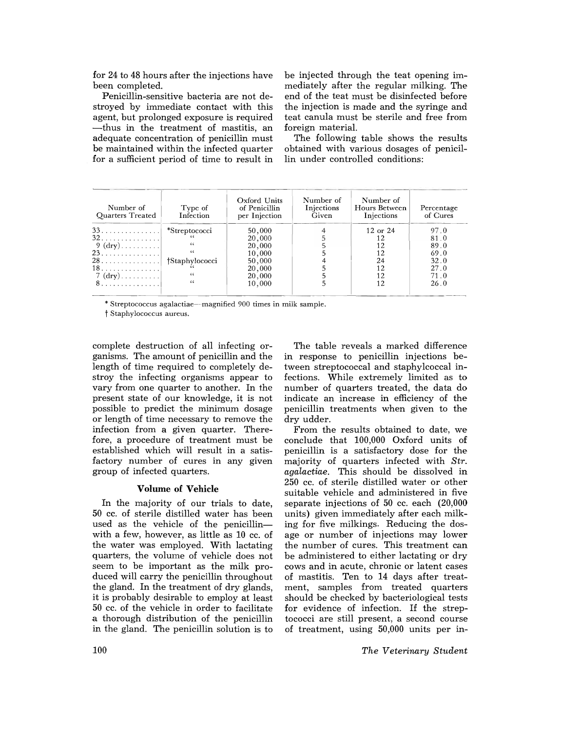for 24 to 48 hours after the injections have been completed.

Penicillin-sensitive bacteria are not destroyed by immediate contact with this agent, but prolonged exposure is required—thus in the treatment of mastitis, an adequate concentration of penicillin must be maintained within the infected quarter for a sufficient period of time to result in complete destruction of all infecting organisms. The amount of penicillin and the length of time required to completely destroy the infecting organisms appear to vary from one quarter to another. In the present state of our knowledge, it is not possible to predict the minimum dosage or length of time necessary to remove the infection from a given quarter. Therefore, a procedure of treatment must be established which will result in a satisfactory number of cures in any given group of infected quarters.

### Volume of Vehicle

In the majority of our trials to date, 50 cc. of sterile distilled water has been used as the vehicle of the penicillin—with a few, however, as little as 10 cc. of the water was employed. With lactating quarters, the volume of vehicle does not seem to be important as the milk produced will carry the penicillin throughout the gland. In the treatment of dry glands, it is probably desirable to employ at least 50 cc. of the vehicle in order to facilitate a thorough distribution of the penicillin in the gland. The penicillin solution is to be injected through the teat opening immediately after the regular milking. The end of the teat must be disinfected before the injection is made and the syringe and teat canula must be sterile and free from foreign material.

The following table shows the results obtained with various dosages of penicillin under controlled conditions:

| Number of Quarters Treated | Type of Infection | Oxford Units of Penicillin per Injection | Number of Injections Given | Number of Hours Between Injections | Percentage of Cures |
|---|---|---|---|---|---|
| 33 | *Streptococci | 50,000 | 4 | 12 or 24 | 97.0 |
| 32 | " | 20,000 | 5 | 12 | 81.0 |
| 9 (dry) | " | 20,000 | 5 | 12 | 89.0 |
| 23 | " | 10,000 | 5 | 12 | 69.0 |
| 28 | †Staphylococci | 50,000 | 4 | 24 | 32.0 |
| 18 | " | 20,000 | 5 | 12 | 27.0 |
| 7 (dry) | " | 20,000 | 5 | 12 | 71.0 |
| 8 | " | 10,000 | 5 | 12 | 26.0 |

\* Streptococcus agalactiae—magnified 900 times in milk sample.

† Staphylococcus aureus.

The table reveals a marked difference in response to penicillin injections between streptococcal and staphylcoccal infections. While extremely limited as to number of quarters treated, the data do indicate an increase in efficiency of the penicillin treatments when given to the dry udder.

From the results obtained to date, we conclude that 100,000 Oxford units of penicillin is a satisfactory dose for the majority of quarters infected with *Str. agalactiae*. This should be dissolved in 250 cc. of sterile distilled water or other suitable vehicle and administered in five separate injections of 50 cc. each (20,000 units) given immediately after each milking for five milkings. Reducing the dosage or number of injections may lower the number of cures. This treatment can be administered to either lactating or dry cows and in acute, chronic or latent cases of mastitis. Ten to 14 days after treatment, samples from treated quarters should be checked by bacteriological tests for evidence of infection. If the streptococci are still present, a second course of treatment, using 50,000 units per in-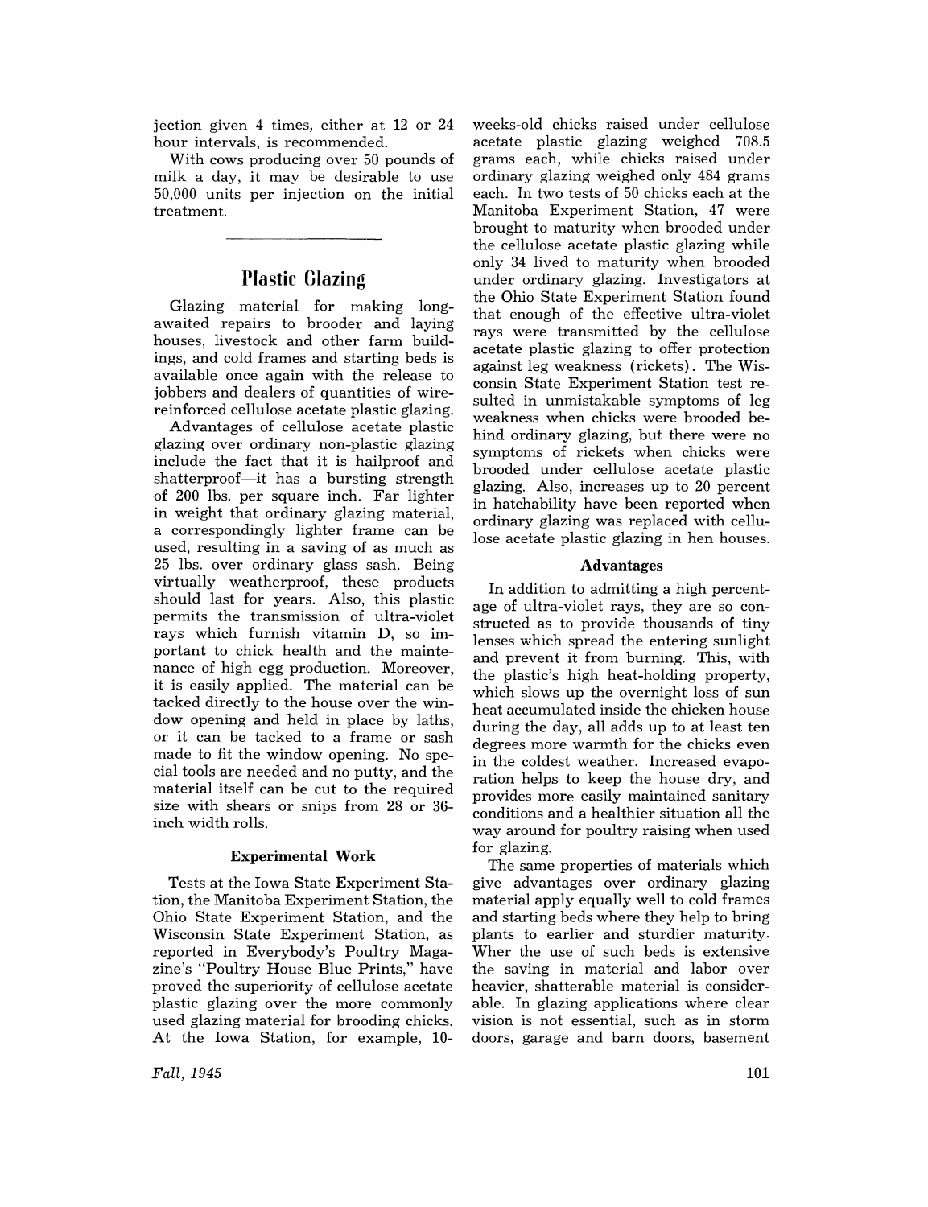jection given 4 times, either at 12 or 24 hour intervals, is recommended.

With cows producing over 50 pounds of milk a day, it may be desirable to use 50,000 units per injection on the initial treatment.

---

## Plastic Glazing

Glazing material for making long-awaited repairs to brooder and laying houses, livestock and other farm buildings, and cold frames and starting beds is available once again with the release to jobbers and dealers of quantities of wire-reinforced cellulose acetate plastic glazing.

Advantages of cellulose acetate plastic glazing over ordinary non-plastic glazing include the fact that it is hailproof and shatterproof—it has a bursting strength of 200 lbs. per square inch. Far lighter in weight that ordinary glazing material, a correspondingly lighter frame can be used, resulting in a saving of as much as 25 lbs. over ordinary glass sash. Being virtually weatherproof, these products should last for years. Also, this plastic permits the transmission of ultra-violet rays which furnish vitamin D, so important to chick health and the maintenance of high egg production. Moreover, it is easily applied. The material can be tacked directly to the house over the window opening and held in place by laths, or it can be tacked to a frame or sash made to fit the window opening. No special tools are needed and no putty, and the material itself can be cut to the required size with shears or snips from 28 or 36-inch width rolls.

### Experimental Work

Tests at the Iowa State Experiment Station, the Manitoba Experiment Station, the Ohio State Experiment Station, and the Wisconsin State Experiment Station, as reported in Everybody's Poultry Magazine's "Poultry House Blue Prints," have proved the superiority of cellulose acetate plastic glazing over the more commonly used glazing material for brooding chicks. At the Iowa Station, for example, 10-weeks-old chicks raised under cellulose acetate plastic glazing weighed 708.5 grams each, while chicks raised under ordinary glazing weighed only 484 grams each. In two tests of 50 chicks each at the Manitoba Experiment Station, 47 were brought to maturity when brooded under the cellulose acetate plastic glazing while only 34 lived to maturity when brooded under ordinary glazing. Investigators at the Ohio State Experiment Station found that enough of the effective ultra-violet rays were transmitted by the cellulose acetate plastic glazing to offer protection against leg weakness (rickets). The Wisconsin State Experiment Station test resulted in unmistakable symptoms of leg weakness when chicks were brooded behind ordinary glazing, but there were no symptoms of rickets when chicks were brooded under cellulose acetate plastic glazing. Also, increases up to 20 percent in hatchability have been reported when ordinary glazing was replaced with cellulose acetate plastic glazing in hen houses.

### Advantages

In addition to admitting a high percentage of ultra-violet rays, they are so constructed as to provide thousands of tiny lenses which spread the entering sunlight and prevent it from burning. This, with the plastic's high heat-holding property, which slows up the overnight loss of sun heat accumulated inside the chicken house during the day, all adds up to at least ten degrees more warmth for the chicks even in the coldest weather. Increased evaporation helps to keep the house dry, and provides more easily maintained sanitary conditions and a healthier situation all the way around for poultry raising when used for glazing.

The same properties of materials which give advantages over ordinary glazing material apply equally well to cold frames and starting beds where they help to bring plants to earlier and sturdier maturity. Wher the use of such beds is extensive the saving in material and labor over heavier, shatterable material is considerable. In glazing applications where clear vision is not essential, such as in storm doors, garage and barn doors, basement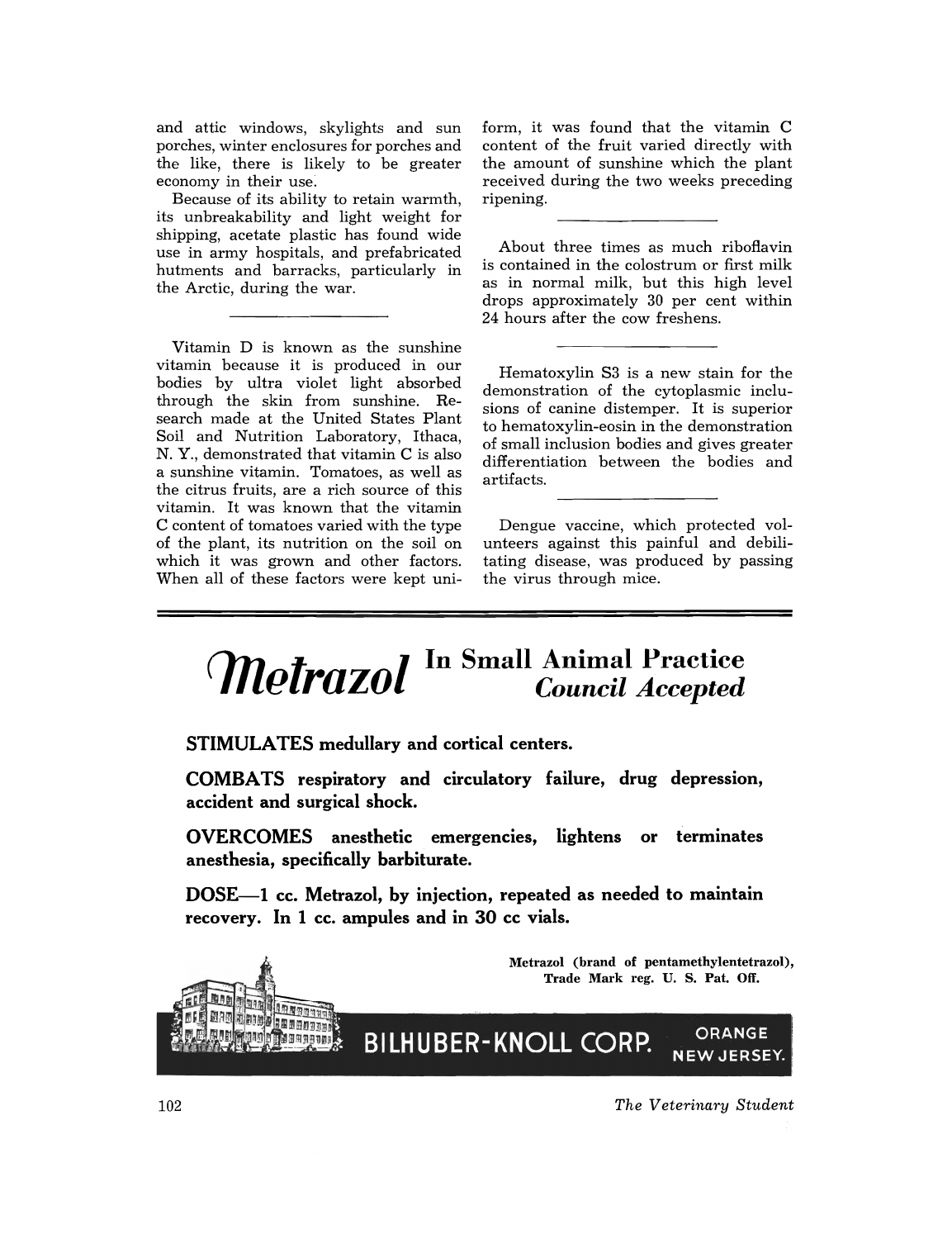and attic windows, skylights and sun porches, winter enclosures for porches and the like, there is likely to be greater economy in their use.

Because of its ability to retain warmth, its unbreakability and light weight for shipping, acetate plastic has found wide use in army hospitals, and prefabricated hutments and barracks, particularly in the Arctic, during the war.

---

Vitamin D is known as the sunshine vitamin because it is produced in our bodies by ultra violet light absorbed through the skin from sunshine. Research made at the United States Plant Soil and Nutrition Laboratory, Ithaca, N. Y., demonstrated that vitamin C is also a sunshine vitamin. Tomatoes, as well as the citrus fruits, are a rich source of this vitamin. It was known that the vitamin C content of tomatoes varied with the type of the plant, its nutrition on the soil on which it was grown and other factors. When all of these factors were kept uniform, it was found that the vitamin C content of the fruit varied directly with the amount of sunshine which the plant received during the two weeks preceding ripening.

---

About three times as much riboflavin is contained in the colostrum or first milk as in normal milk, but this high level drops approximately 30 per cent within 24 hours after the cow freshens.

---

Hematoxylin S3 is a new stain for the demonstration of the cytoplasmic inclusions of canine distemper. It is superior to hematoxylin-eosin in the demonstration of small inclusion bodies and gives greater differentiation between the bodies and artifacts.

---

Dengue vaccine, which protected volunteers against this painful and debilitating disease, was produced by passing the virus through mice.

---

# *Metrazol* In Small Animal Practice *Council Accepted*

**STIMULATES medullary and cortical centers.**

**COMBATS respiratory and circulatory failure, drug depression, accident and surgical shock.**

**OVERCOMES anesthetic emergencies, lightens or terminates anesthesia, specifically barbiturate.**

**DOSE—1 cc. Metrazol, by injection, repeated as needed to maintain recovery. In 1 cc. ampules and in 30 cc vials.**

**Metrazol (brand of pentamethylentetrazol), Trade Mark reg. U. S. Pat. Off.**

**BILHUBER-KNOLL CORP.** ORANGE NEW JERSEY.